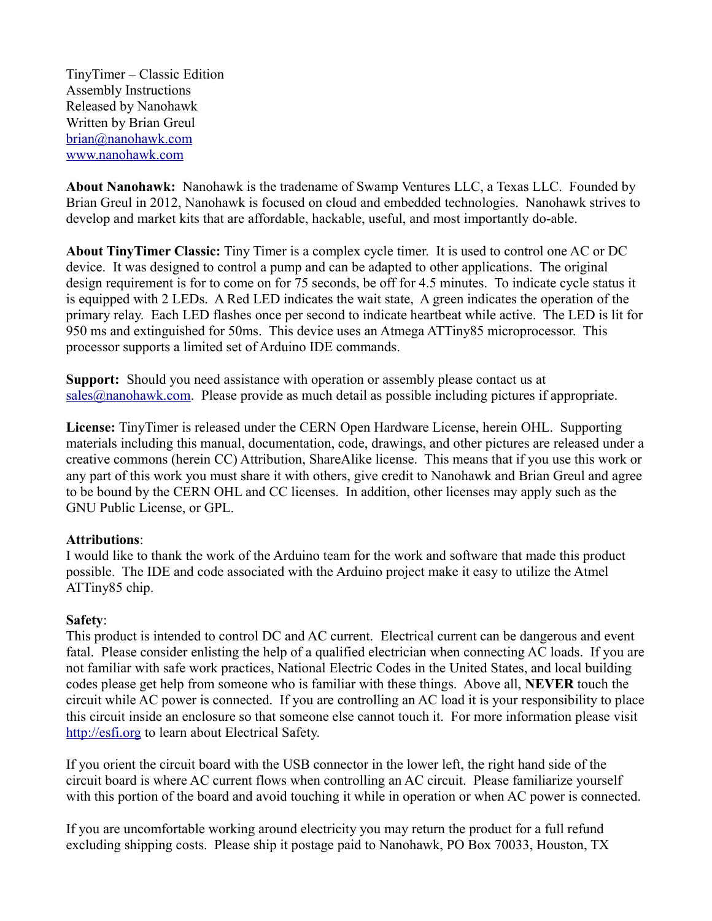TinyTimer – Classic Edition
Assembly Instructions
Released by Nanohawk
Written by Brian Greul
brian@nanohawk.com
www.nanohawk.com

**About Nanohawk:** Nanohawk is the tradename of Swamp Ventures LLC, a Texas LLC. Founded by Brian Greul in 2012, Nanohawk is focused on cloud and embedded technologies. Nanohawk strives to develop and market kits that are affordable, hackable, useful, and most importantly do-able.

**About TinyTimer Classic:** Tiny Timer is a complex cycle timer. It is used to control one AC or DC device. It was designed to control a pump and can be adapted to other applications. The original design requirement is for to come on for 75 seconds, be off for 4.5 minutes. To indicate cycle status it is equipped with 2 LEDs. A Red LED indicates the wait state, A green indicates the operation of the primary relay. Each LED flashes once per second to indicate heartbeat while active. The LED is lit for 950 ms and extinguished for 50ms. This device uses an Atmega ATTiny85 microprocessor. This processor supports a limited set of Arduino IDE commands.

**Support:** Should you need assistance with operation or assembly please contact us at sales@nanohawk.com. Please provide as much detail as possible including pictures if appropriate.

**License:** TinyTimer is released under the CERN Open Hardware License, herein OHL. Supporting materials including this manual, documentation, code, drawings, and other pictures are released under a creative commons (herein CC) Attribution, ShareAlike license. This means that if you use this work or any part of this work you must share it with others, give credit to Nanohawk and Brian Greul and agree to be bound by the CERN OHL and CC licenses. In addition, other licenses may apply such as the GNU Public License, or GPL.

**Attributions**:
I would like to thank the work of the Arduino team for the work and software that made this product possible. The IDE and code associated with the Arduino project make it easy to utilize the Atmel ATTiny85 chip.

**Safety**:
This product is intended to control DC and AC current. Electrical current can be dangerous and event fatal. Please consider enlisting the help of a qualified electrician when connecting AC loads. If you are not familiar with safe work practices, National Electric Codes in the United States, and local building codes please get help from someone who is familiar with these things. Above all, **NEVER** touch the circuit while AC power is connected. If you are controlling an AC load it is your responsibility to place this circuit inside an enclosure so that someone else cannot touch it. For more information please visit http://esfi.org to learn about Electrical Safety.

If you orient the circuit board with the USB connector in the lower left, the right hand side of the circuit board is where AC current flows when controlling an AC circuit. Please familiarize yourself with this portion of the board and avoid touching it while in operation or when AC power is connected.

If you are uncomfortable working around electricity you may return the product for a full refund excluding shipping costs. Please ship it postage paid to Nanohawk, PO Box 70033, Houston, TX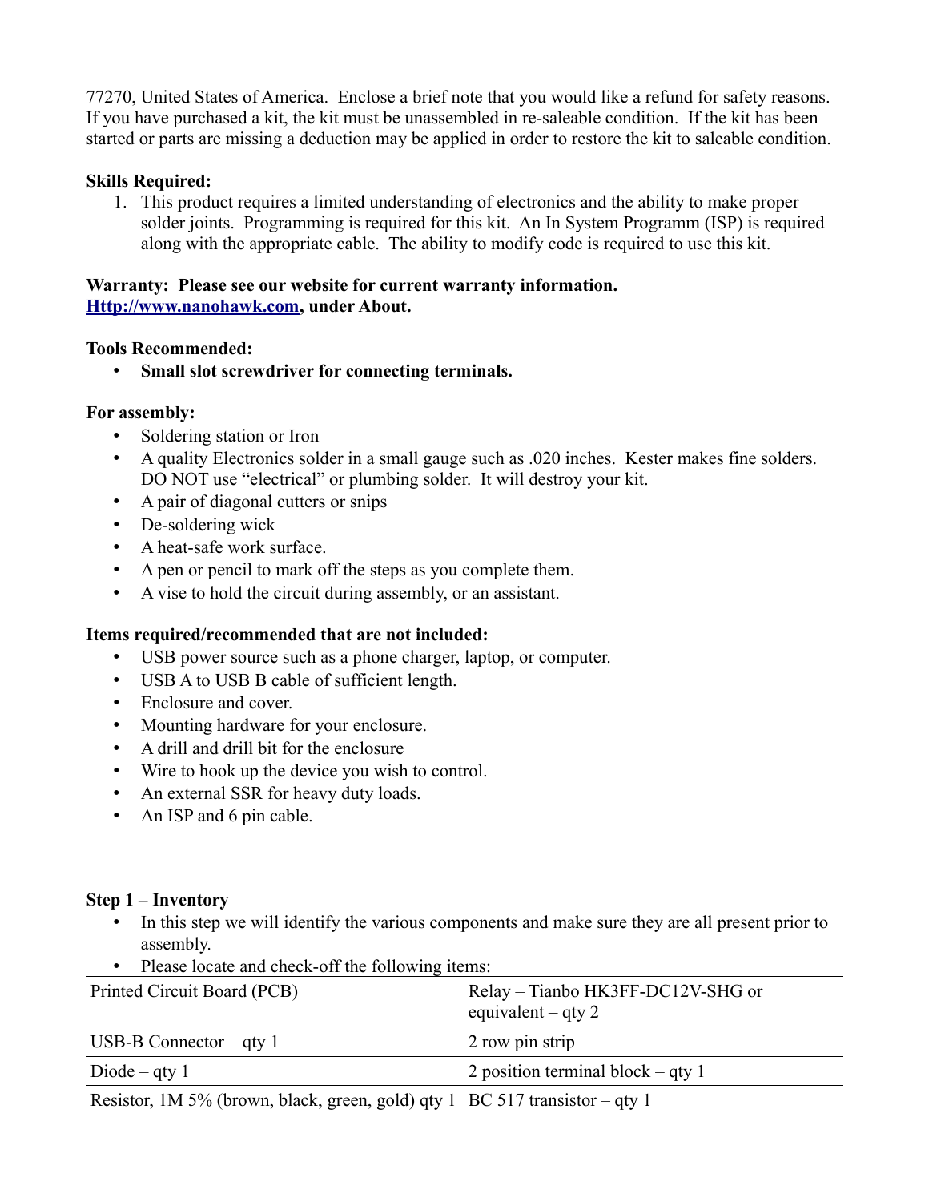77270, United States of America. Enclose a brief note that you would like a refund for safety reasons. If you have purchased a kit, the kit must be unassembled in re-saleable condition. If the kit has been started or parts are missing a deduction may be applied in order to restore the kit to saleable condition.

**Skills Required:**

1. This product requires a limited understanding of electronics and the ability to make proper solder joints. Programming is required for this kit. An In System Programm (ISP) is required along with the appropriate cable. The ability to modify code is required to use this kit.

**Warranty: Please see our website for current warranty information.**
**[Http://www.nanohawk.com](Http://www.nanohawk.com), under About.**

**Tools Recommended:**

- **Small slot screwdriver for connecting terminals.**

**For assembly:**

- Soldering station or Iron
- A quality Electronics solder in a small gauge such as .020 inches. Kester makes fine solders. DO NOT use "electrical" or plumbing solder. It will destroy your kit.
- A pair of diagonal cutters or snips
- De-soldering wick
- A heat-safe work surface.
- A pen or pencil to mark off the steps as you complete them.
- A vise to hold the circuit during assembly, or an assistant.

**Items required/recommended that are not included:**

- USB power source such as a phone charger, laptop, or computer.
- USB A to USB B cable of sufficient length.
- Enclosure and cover.
- Mounting hardware for your enclosure.
- A drill and drill bit for the enclosure
- Wire to hook up the device you wish to control.
- An external SSR for heavy duty loads.
- An ISP and 6 pin cable.

**Step 1 – Inventory**

- In this step we will identify the various components and make sure they are all present prior to assembly.
- Please locate and check-off the following items:

| Printed Circuit Board (PCB) | Relay – Tianbo HK3FF-DC12V-SHG or equivalent – qty 2 |
|---|---|
| USB-B Connector – qty 1 | 2 row pin strip |
| Diode – qty 1 | 2 position terminal block – qty 1 |
| Resistor, 1M 5% (brown, black, green, gold) qty 1 | BC 517 transistor – qty 1 |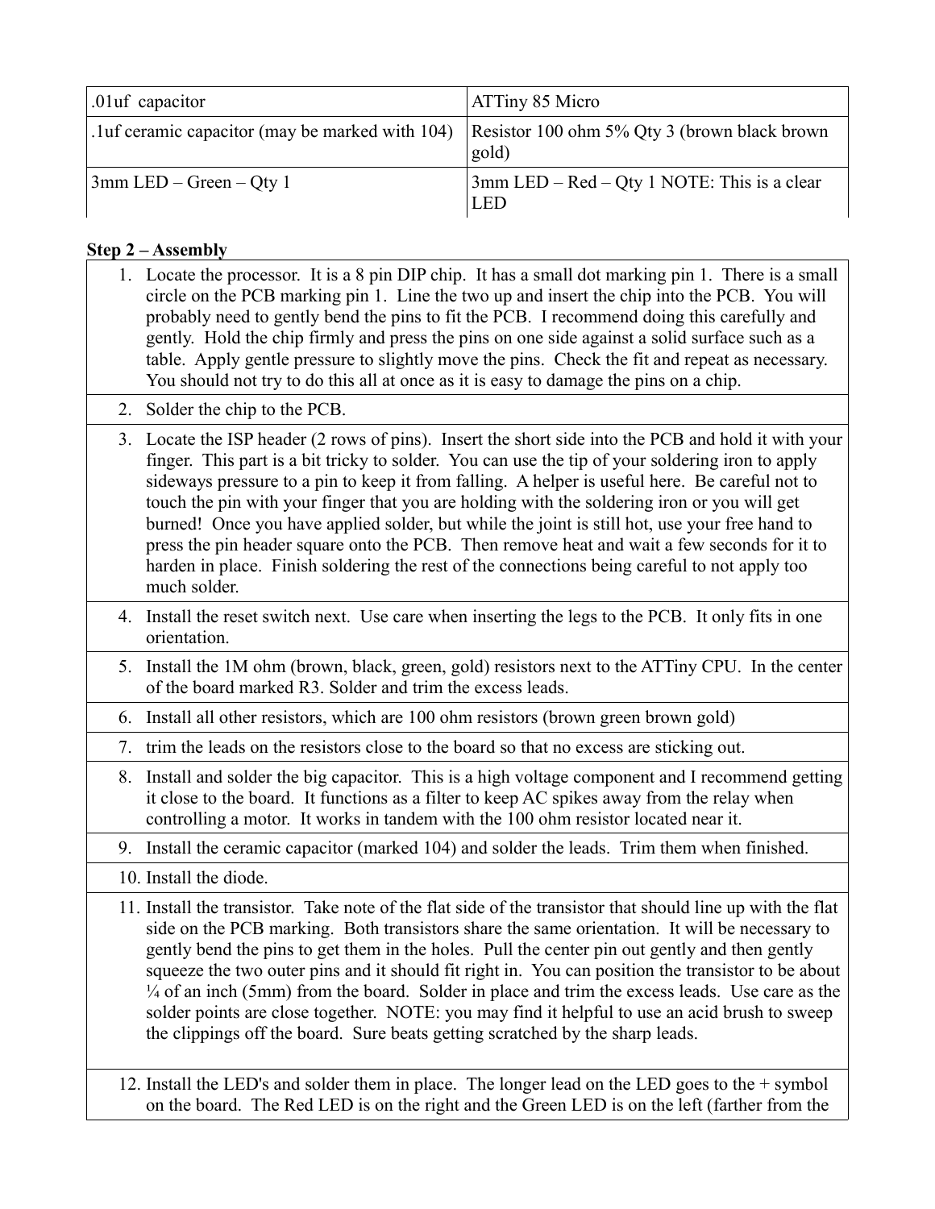| .01uf capacitor | ATTiny 85 Micro |
|---|---|
| .1uf ceramic capacitor (may be marked with 104) | Resistor 100 ohm 5% Qty 3 (brown black brown gold) |
| 3mm LED – Green – Qty 1 | 3mm LED – Red – Qty 1 NOTE: This is a clear LED |

**Step 2 – Assembly**

1. Locate the processor. It is a 8 pin DIP chip. It has a small dot marking pin 1. There is a small circle on the PCB marking pin 1. Line the two up and insert the chip into the PCB. You will probably need to gently bend the pins to fit the PCB. I recommend doing this carefully and gently. Hold the chip firmly and press the pins on one side against a solid surface such as a table. Apply gentle pressure to slightly move the pins. Check the fit and repeat as necessary. You should not try to do this all at once as it is easy to damage the pins on a chip.
2. Solder the chip to the PCB.
3. Locate the ISP header (2 rows of pins). Insert the short side into the PCB and hold it with your finger. This part is a bit tricky to solder. You can use the tip of your soldering iron to apply sideways pressure to a pin to keep it from falling. A helper is useful here. Be careful not to touch the pin with your finger that you are holding with the soldering iron or you will get burned! Once you have applied solder, but while the joint is still hot, use your free hand to press the pin header square onto the PCB. Then remove heat and wait a few seconds for it to harden in place. Finish soldering the rest of the connections being careful to not apply too much solder.
4. Install the reset switch next. Use care when inserting the legs to the PCB. It only fits in one orientation.
5. Install the 1M ohm (brown, black, green, gold) resistors next to the ATTiny CPU. In the center of the board marked R3. Solder and trim the excess leads.
6. Install all other resistors, which are 100 ohm resistors (brown green brown gold)
7. trim the leads on the resistors close to the board so that no excess are sticking out.
8. Install and solder the big capacitor. This is a high voltage component and I recommend getting it close to the board. It functions as a filter to keep AC spikes away from the relay when controlling a motor. It works in tandem with the 100 ohm resistor located near it.
9. Install the ceramic capacitor (marked 104) and solder the leads. Trim them when finished.
10. Install the diode.
11. Install the transistor. Take note of the flat side of the transistor that should line up with the flat side on the PCB marking. Both transistors share the same orientation. It will be necessary to gently bend the pins to get them in the holes. Pull the center pin out gently and then gently squeeze the two outer pins and it should fit right in. You can position the transistor to be about ¼ of an inch (5mm) from the board. Solder in place and trim the excess leads. Use care as the solder points are close together. NOTE: you may find it helpful to use an acid brush to sweep the clippings off the board. Sure beats getting scratched by the sharp leads.
12. Install the LED's and solder them in place. The longer lead on the LED goes to the + symbol on the board. The Red LED is on the right and the Green LED is on the left (farther from the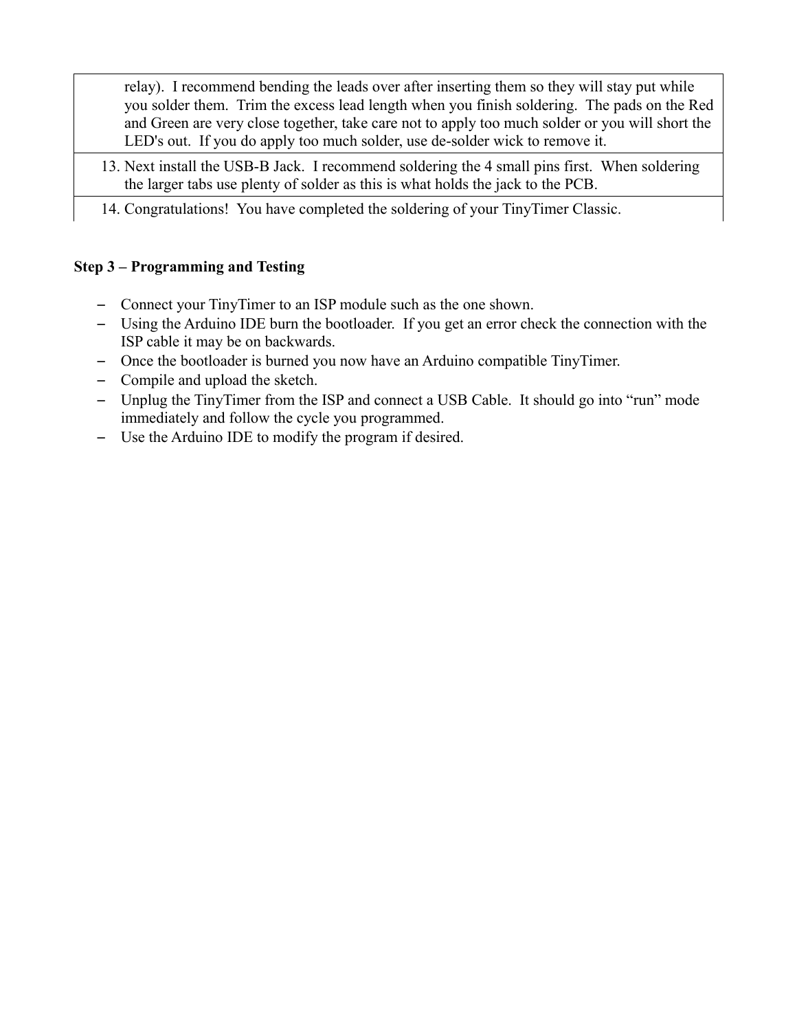| |
|---|
| relay). I recommend bending the leads over after inserting them so they will stay put while you solder them. Trim the excess lead length when you finish soldering. The pads on the Red and Green are very close together, take care not to apply too much solder or you will short the LED's out. If you do apply too much solder, use de-solder wick to remove it. |
| 13. Next install the USB-B Jack. I recommend soldering the 4 small pins first. When soldering the larger tabs use plenty of solder as this is what holds the jack to the PCB. |
| 14. Congratulations! You have completed the soldering of your TinyTimer Classic. |

**Step 3 – Programming and Testing**

- Connect your TinyTimer to an ISP module such as the one shown.
- Using the Arduino IDE burn the bootloader. If you get an error check the connection with the ISP cable it may be on backwards.
- Once the bootloader is burned you now have an Arduino compatible TinyTimer.
- Compile and upload the sketch.
- Unplug the TinyTimer from the ISP and connect a USB Cable. It should go into "run" mode immediately and follow the cycle you programmed.
- Use the Arduino IDE to modify the program if desired.